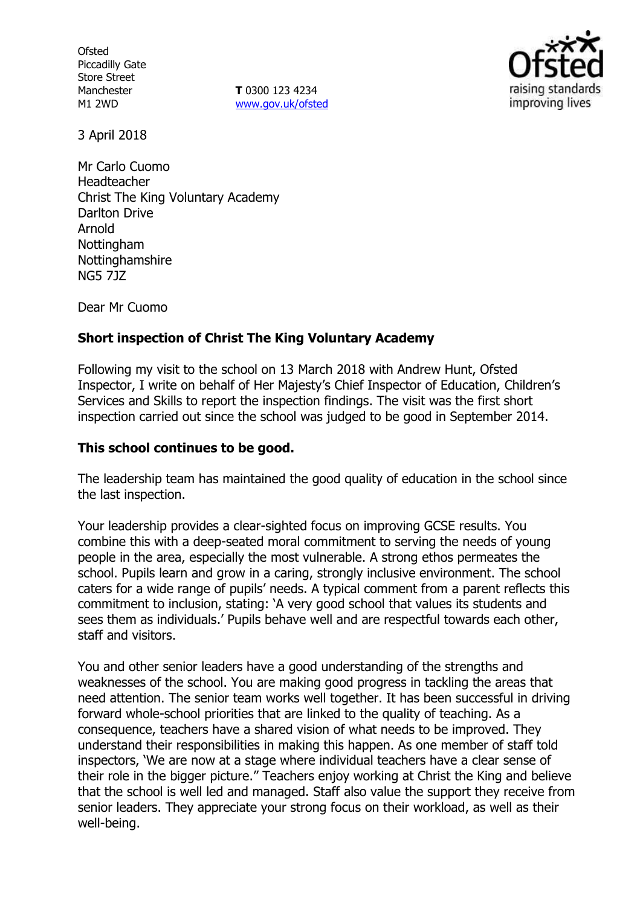Ofsted
Piccadilly Gate
Store Street
Manchester
M1 2WD

**T** 0300 123 4234
www.gov.uk/ofsted

3 April 2018

Mr Carlo Cuomo
Headteacher
Christ The King Voluntary Academy
Darlton Drive
Arnold
Nottingham
Nottinghamshire
NG5 7JZ

Dear Mr Cuomo

**Short inspection of Christ The King Voluntary Academy**

Following my visit to the school on 13 March 2018 with Andrew Hunt, Ofsted Inspector, I write on behalf of Her Majesty's Chief Inspector of Education, Children's Services and Skills to report the inspection findings. The visit was the first short inspection carried out since the school was judged to be good in September 2014.

**This school continues to be good.**

The leadership team has maintained the good quality of education in the school since the last inspection.

Your leadership provides a clear-sighted focus on improving GCSE results. You combine this with a deep-seated moral commitment to serving the needs of young people in the area, especially the most vulnerable. A strong ethos permeates the school. Pupils learn and grow in a caring, strongly inclusive environment. The school caters for a wide range of pupils' needs. A typical comment from a parent reflects this commitment to inclusion, stating: 'A very good school that values its students and sees them as individuals.' Pupils behave well and are respectful towards each other, staff and visitors.

You and other senior leaders have a good understanding of the strengths and weaknesses of the school. You are making good progress in tackling the areas that need attention. The senior team works well together. It has been successful in driving forward whole-school priorities that are linked to the quality of teaching. As a consequence, teachers have a shared vision of what needs to be improved. They understand their responsibilities in making this happen. As one member of staff told inspectors, 'We are now at a stage where individual teachers have a clear sense of their role in the bigger picture." Teachers enjoy working at Christ the King and believe that the school is well led and managed. Staff also value the support they receive from senior leaders. They appreciate your strong focus on their workload, as well as their well-being.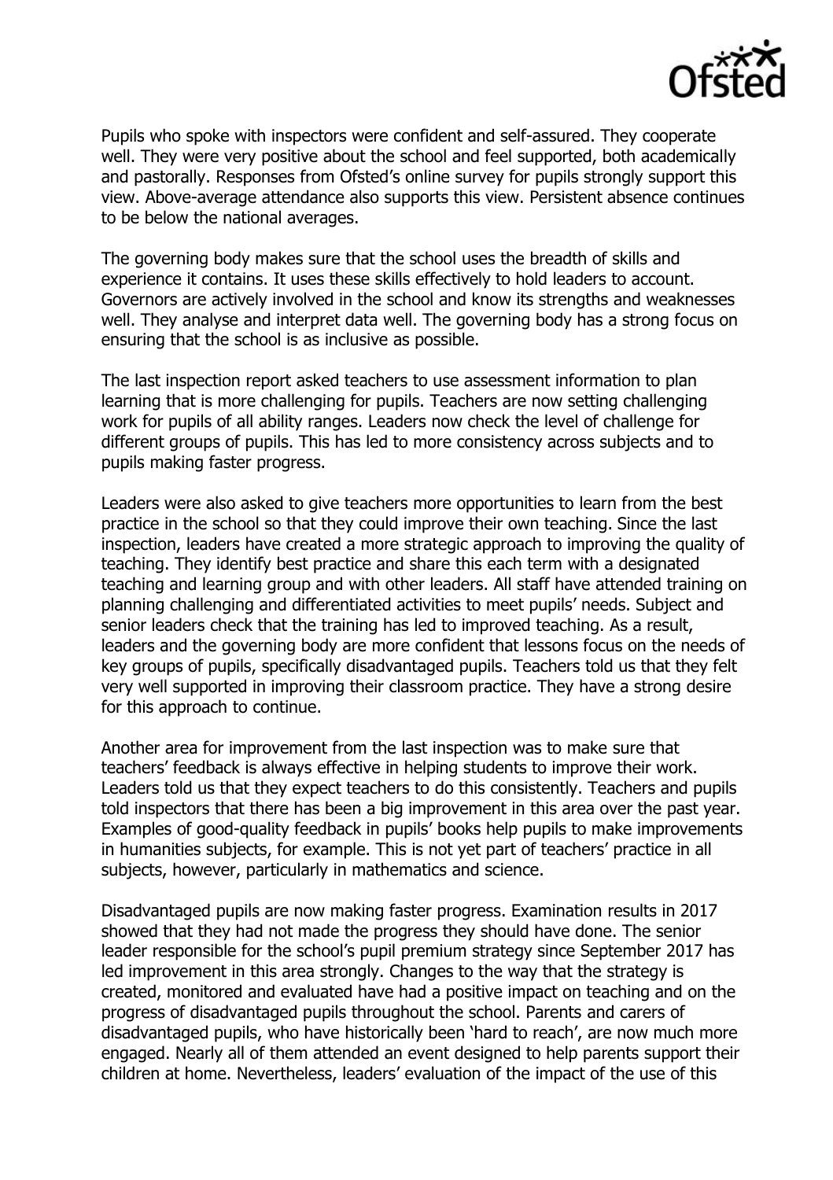Pupils who spoke with inspectors were confident and self-assured. They cooperate well. They were very positive about the school and feel supported, both academically and pastorally. Responses from Ofsted's online survey for pupils strongly support this view. Above-average attendance also supports this view. Persistent absence continues to be below the national averages.

The governing body makes sure that the school uses the breadth of skills and experience it contains. It uses these skills effectively to hold leaders to account. Governors are actively involved in the school and know its strengths and weaknesses well. They analyse and interpret data well. The governing body has a strong focus on ensuring that the school is as inclusive as possible.

The last inspection report asked teachers to use assessment information to plan learning that is more challenging for pupils. Teachers are now setting challenging work for pupils of all ability ranges. Leaders now check the level of challenge for different groups of pupils. This has led to more consistency across subjects and to pupils making faster progress.

Leaders were also asked to give teachers more opportunities to learn from the best practice in the school so that they could improve their own teaching. Since the last inspection, leaders have created a more strategic approach to improving the quality of teaching. They identify best practice and share this each term with a designated teaching and learning group and with other leaders. All staff have attended training on planning challenging and differentiated activities to meet pupils' needs. Subject and senior leaders check that the training has led to improved teaching. As a result, leaders and the governing body are more confident that lessons focus on the needs of key groups of pupils, specifically disadvantaged pupils. Teachers told us that they felt very well supported in improving their classroom practice. They have a strong desire for this approach to continue.

Another area for improvement from the last inspection was to make sure that teachers' feedback is always effective in helping students to improve their work. Leaders told us that they expect teachers to do this consistently. Teachers and pupils told inspectors that there has been a big improvement in this area over the past year. Examples of good-quality feedback in pupils' books help pupils to make improvements in humanities subjects, for example. This is not yet part of teachers' practice in all subjects, however, particularly in mathematics and science.

Disadvantaged pupils are now making faster progress. Examination results in 2017 showed that they had not made the progress they should have done. The senior leader responsible for the school's pupil premium strategy since September 2017 has led improvement in this area strongly. Changes to the way that the strategy is created, monitored and evaluated have had a positive impact on teaching and on the progress of disadvantaged pupils throughout the school. Parents and carers of disadvantaged pupils, who have historically been 'hard to reach', are now much more engaged. Nearly all of them attended an event designed to help parents support their children at home. Nevertheless, leaders' evaluation of the impact of the use of this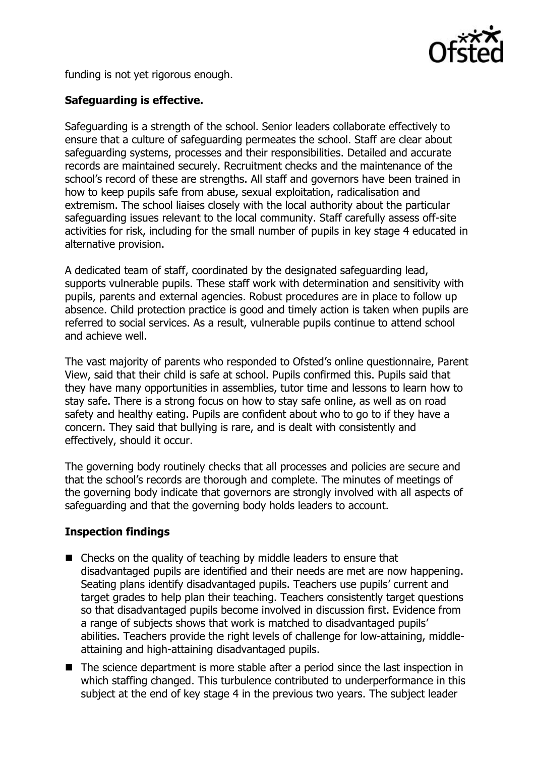funding is not yet rigorous enough.

**Safeguarding is effective.**

Safeguarding is a strength of the school. Senior leaders collaborate effectively to ensure that a culture of safeguarding permeates the school. Staff are clear about safeguarding systems, processes and their responsibilities. Detailed and accurate records are maintained securely. Recruitment checks and the maintenance of the school's record of these are strengths. All staff and governors have been trained in how to keep pupils safe from abuse, sexual exploitation, radicalisation and extremism. The school liaises closely with the local authority about the particular safeguarding issues relevant to the local community. Staff carefully assess off-site activities for risk, including for the small number of pupils in key stage 4 educated in alternative provision.

A dedicated team of staff, coordinated by the designated safeguarding lead, supports vulnerable pupils. These staff work with determination and sensitivity with pupils, parents and external agencies. Robust procedures are in place to follow up absence. Child protection practice is good and timely action is taken when pupils are referred to social services. As a result, vulnerable pupils continue to attend school and achieve well.

The vast majority of parents who responded to Ofsted's online questionnaire, Parent View, said that their child is safe at school. Pupils confirmed this. Pupils said that they have many opportunities in assemblies, tutor time and lessons to learn how to stay safe. There is a strong focus on how to stay safe online, as well as on road safety and healthy eating. Pupils are confident about who to go to if they have a concern. They said that bullying is rare, and is dealt with consistently and effectively, should it occur.

The governing body routinely checks that all processes and policies are secure and that the school's records are thorough and complete. The minutes of meetings of the governing body indicate that governors are strongly involved with all aspects of safeguarding and that the governing body holds leaders to account.

**Inspection findings**

- Checks on the quality of teaching by middle leaders to ensure that disadvantaged pupils are identified and their needs are met are now happening. Seating plans identify disadvantaged pupils. Teachers use pupils' current and target grades to help plan their teaching. Teachers consistently target questions so that disadvantaged pupils become involved in discussion first. Evidence from a range of subjects shows that work is matched to disadvantaged pupils' abilities. Teachers provide the right levels of challenge for low-attaining, middle-attaining and high-attaining disadvantaged pupils.
- The science department is more stable after a period since the last inspection in which staffing changed. This turbulence contributed to underperformance in this subject at the end of key stage 4 in the previous two years. The subject leader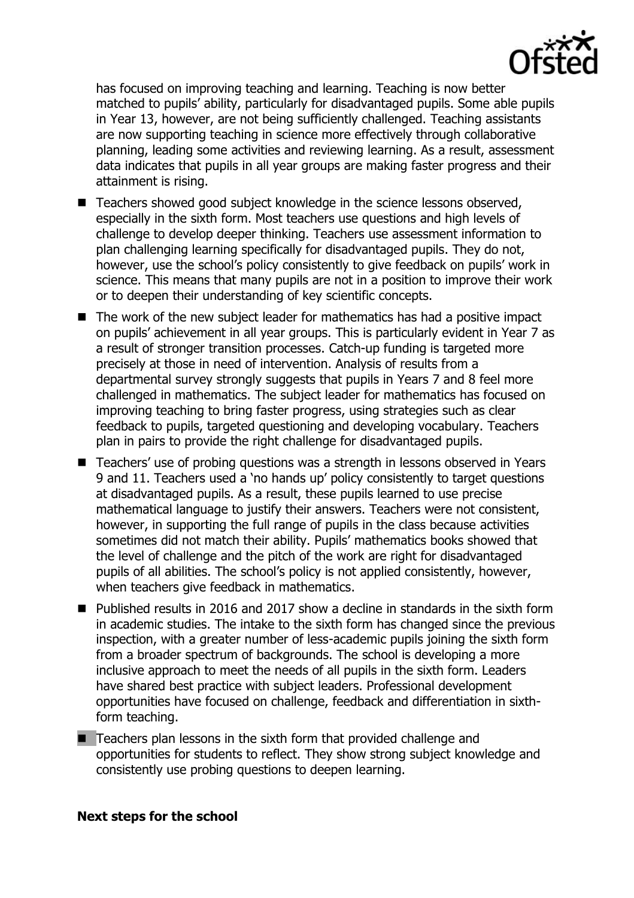has focused on improving teaching and learning. Teaching is now better matched to pupils' ability, particularly for disadvantaged pupils. Some able pupils in Year 13, however, are not being sufficiently challenged. Teaching assistants are now supporting teaching in science more effectively through collaborative planning, leading some activities and reviewing learning. As a result, assessment data indicates that pupils in all year groups are making faster progress and their attainment is rising.

- Teachers showed good subject knowledge in the science lessons observed, especially in the sixth form. Most teachers use questions and high levels of challenge to develop deeper thinking. Teachers use assessment information to plan challenging learning specifically for disadvantaged pupils. They do not, however, use the school's policy consistently to give feedback on pupils' work in science. This means that many pupils are not in a position to improve their work or to deepen their understanding of key scientific concepts.
- The work of the new subject leader for mathematics has had a positive impact on pupils' achievement in all year groups. This is particularly evident in Year 7 as a result of stronger transition processes. Catch-up funding is targeted more precisely at those in need of intervention. Analysis of results from a departmental survey strongly suggests that pupils in Years 7 and 8 feel more challenged in mathematics. The subject leader for mathematics has focused on improving teaching to bring faster progress, using strategies such as clear feedback to pupils, targeted questioning and developing vocabulary. Teachers plan in pairs to provide the right challenge for disadvantaged pupils.
- Teachers' use of probing questions was a strength in lessons observed in Years 9 and 11. Teachers used a 'no hands up' policy consistently to target questions at disadvantaged pupils. As a result, these pupils learned to use precise mathematical language to justify their answers. Teachers were not consistent, however, in supporting the full range of pupils in the class because activities sometimes did not match their ability. Pupils' mathematics books showed that the level of challenge and the pitch of the work are right for disadvantaged pupils of all abilities. The school's policy is not applied consistently, however, when teachers give feedback in mathematics.
- Published results in 2016 and 2017 show a decline in standards in the sixth form in academic studies. The intake to the sixth form has changed since the previous inspection, with a greater number of less-academic pupils joining the sixth form from a broader spectrum of backgrounds. The school is developing a more inclusive approach to meet the needs of all pupils in the sixth form. Leaders have shared best practice with subject leaders. Professional development opportunities have focused on challenge, feedback and differentiation in sixth-form teaching.
- Teachers plan lessons in the sixth form that provided challenge and opportunities for students to reflect. They show strong subject knowledge and consistently use probing questions to deepen learning.

**Next steps for the school**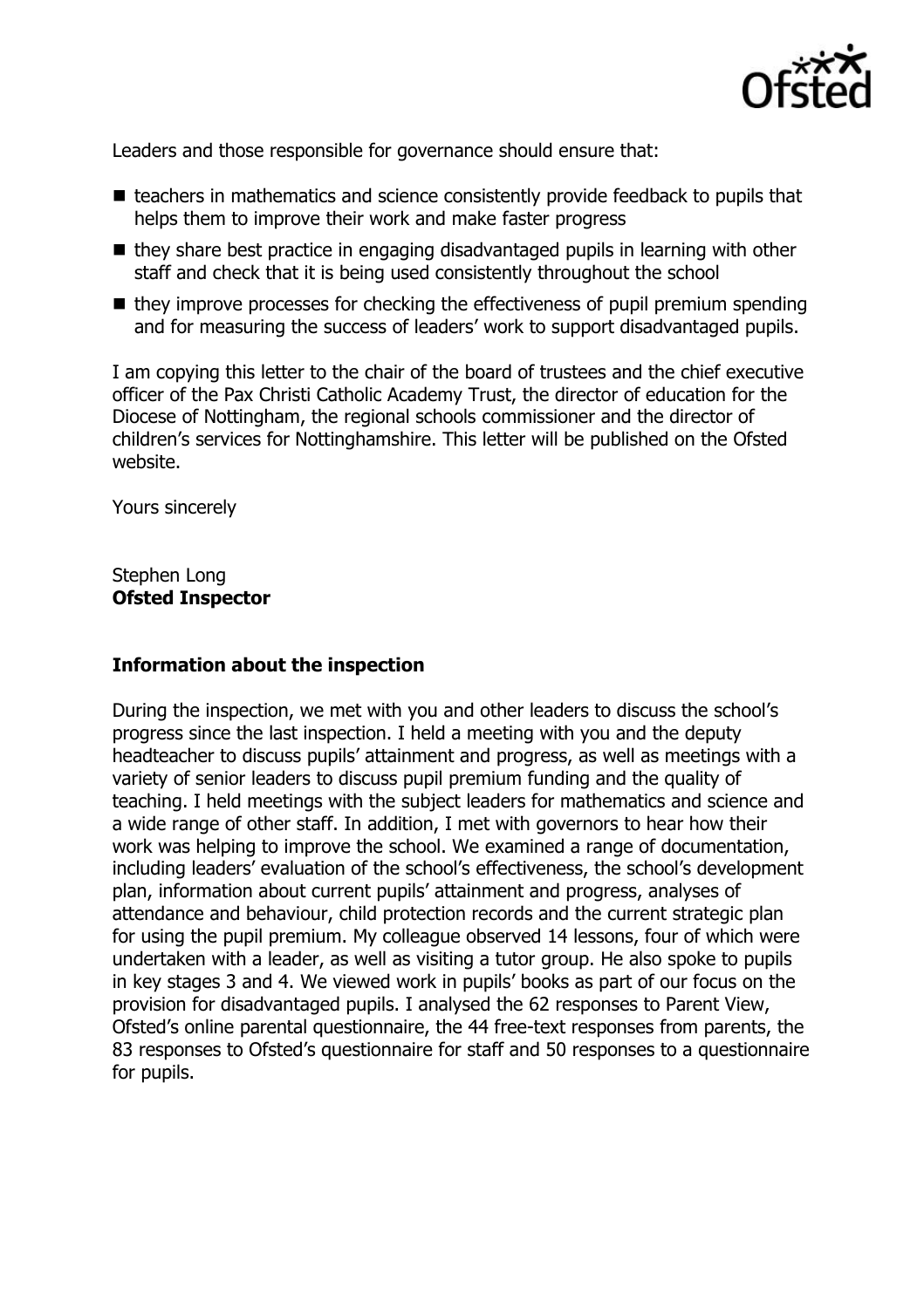Leaders and those responsible for governance should ensure that:

- teachers in mathematics and science consistently provide feedback to pupils that helps them to improve their work and make faster progress
- they share best practice in engaging disadvantaged pupils in learning with other staff and check that it is being used consistently throughout the school
- they improve processes for checking the effectiveness of pupil premium spending and for measuring the success of leaders' work to support disadvantaged pupils.

I am copying this letter to the chair of the board of trustees and the chief executive officer of the Pax Christi Catholic Academy Trust, the director of education for the Diocese of Nottingham, the regional schools commissioner and the director of children's services for Nottinghamshire. This letter will be published on the Ofsted website.

Yours sincerely

Stephen Long
**Ofsted Inspector**

### Information about the inspection

During the inspection, we met with you and other leaders to discuss the school's progress since the last inspection. I held a meeting with you and the deputy headteacher to discuss pupils' attainment and progress, as well as meetings with a variety of senior leaders to discuss pupil premium funding and the quality of teaching. I held meetings with the subject leaders for mathematics and science and a wide range of other staff. In addition, I met with governors to hear how their work was helping to improve the school. We examined a range of documentation, including leaders' evaluation of the school's effectiveness, the school's development plan, information about current pupils' attainment and progress, analyses of attendance and behaviour, child protection records and the current strategic plan for using the pupil premium. My colleague observed 14 lessons, four of which were undertaken with a leader, as well as visiting a tutor group. He also spoke to pupils in key stages 3 and 4. We viewed work in pupils' books as part of our focus on the provision for disadvantaged pupils. I analysed the 62 responses to Parent View, Ofsted's online parental questionnaire, the 44 free-text responses from parents, the 83 responses to Ofsted's questionnaire for staff and 50 responses to a questionnaire for pupils.